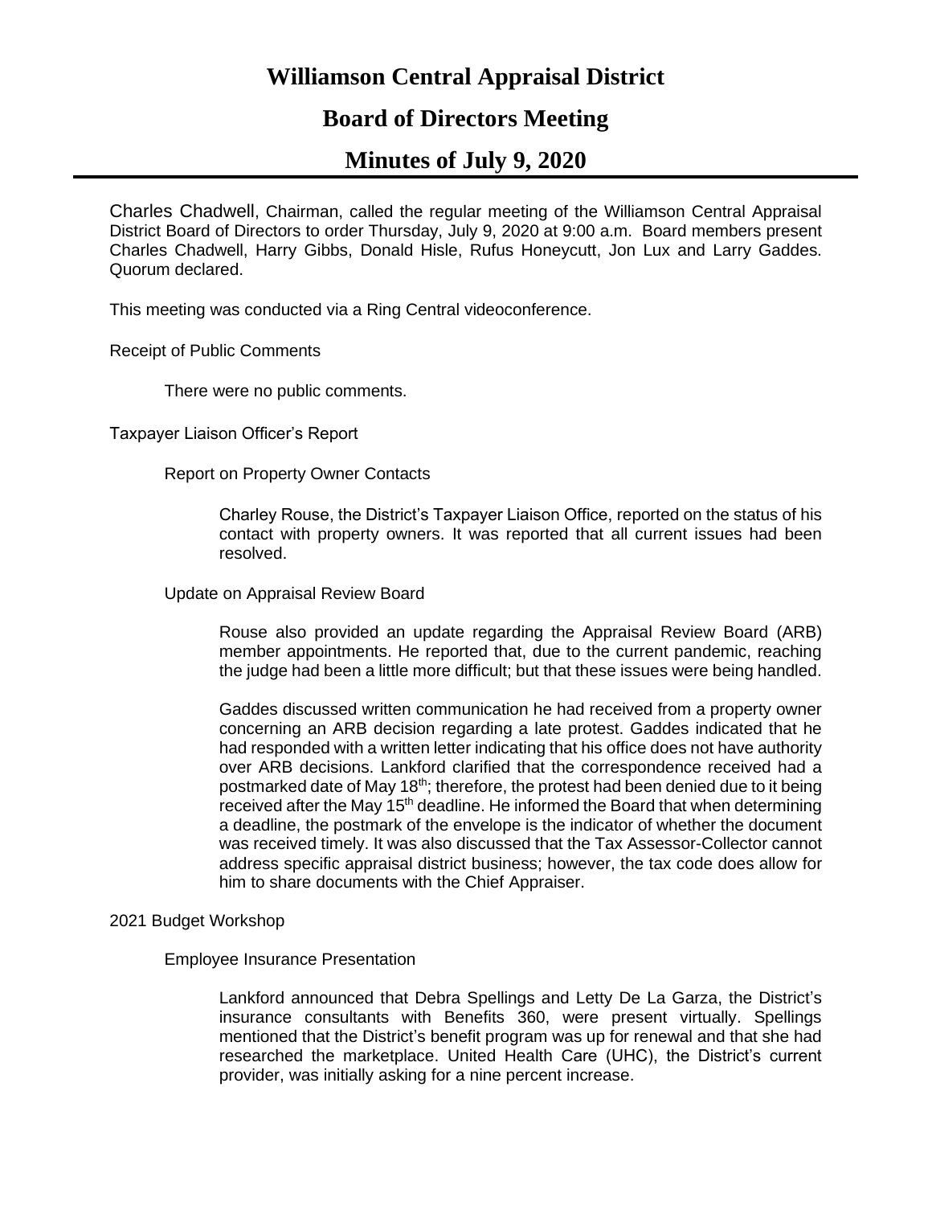# Williamson Central Appraisal District

## Board of Directors Meeting

## Minutes of July 9, 2020

Charles Chadwell, Chairman, called the regular meeting of the Williamson Central Appraisal District Board of Directors to order Thursday, July 9, 2020 at 9:00 a.m. Board members present Charles Chadwell, Harry Gibbs, Donald Hisle, Rufus Honeycutt, Jon Lux and Larry Gaddes. Quorum declared.

This meeting was conducted via a Ring Central videoconference.

Receipt of Public Comments

> There were no public comments.

Taxpayer Liaison Officer's Report

> Report on Property Owner Contacts
>
> > Charley Rouse, the District's Taxpayer Liaison Office, reported on the status of his contact with property owners. It was reported that all current issues had been resolved.
>
> Update on Appraisal Review Board
>
> > Rouse also provided an update regarding the Appraisal Review Board (ARB) member appointments. He reported that, due to the current pandemic, reaching the judge had been a little more difficult; but that these issues were being handled.
> >
> > Gaddes discussed written communication he had received from a property owner concerning an ARB decision regarding a late protest. Gaddes indicated that he had responded with a written letter indicating that his office does not have authority over ARB decisions. Lankford clarified that the correspondence received had a postmarked date of May 18th; therefore, the protest had been denied due to it being received after the May 15th deadline. He informed the Board that when determining a deadline, the postmark of the envelope is the indicator of whether the document was received timely. It was also discussed that the Tax Assessor-Collector cannot address specific appraisal district business; however, the tax code does allow for him to share documents with the Chief Appraiser.

2021 Budget Workshop

> Employee Insurance Presentation
>
> > Lankford announced that Debra Spellings and Letty De La Garza, the District's insurance consultants with Benefits 360, were present virtually. Spellings mentioned that the District's benefit program was up for renewal and that she had researched the marketplace. United Health Care (UHC), the District's current provider, was initially asking for a nine percent increase.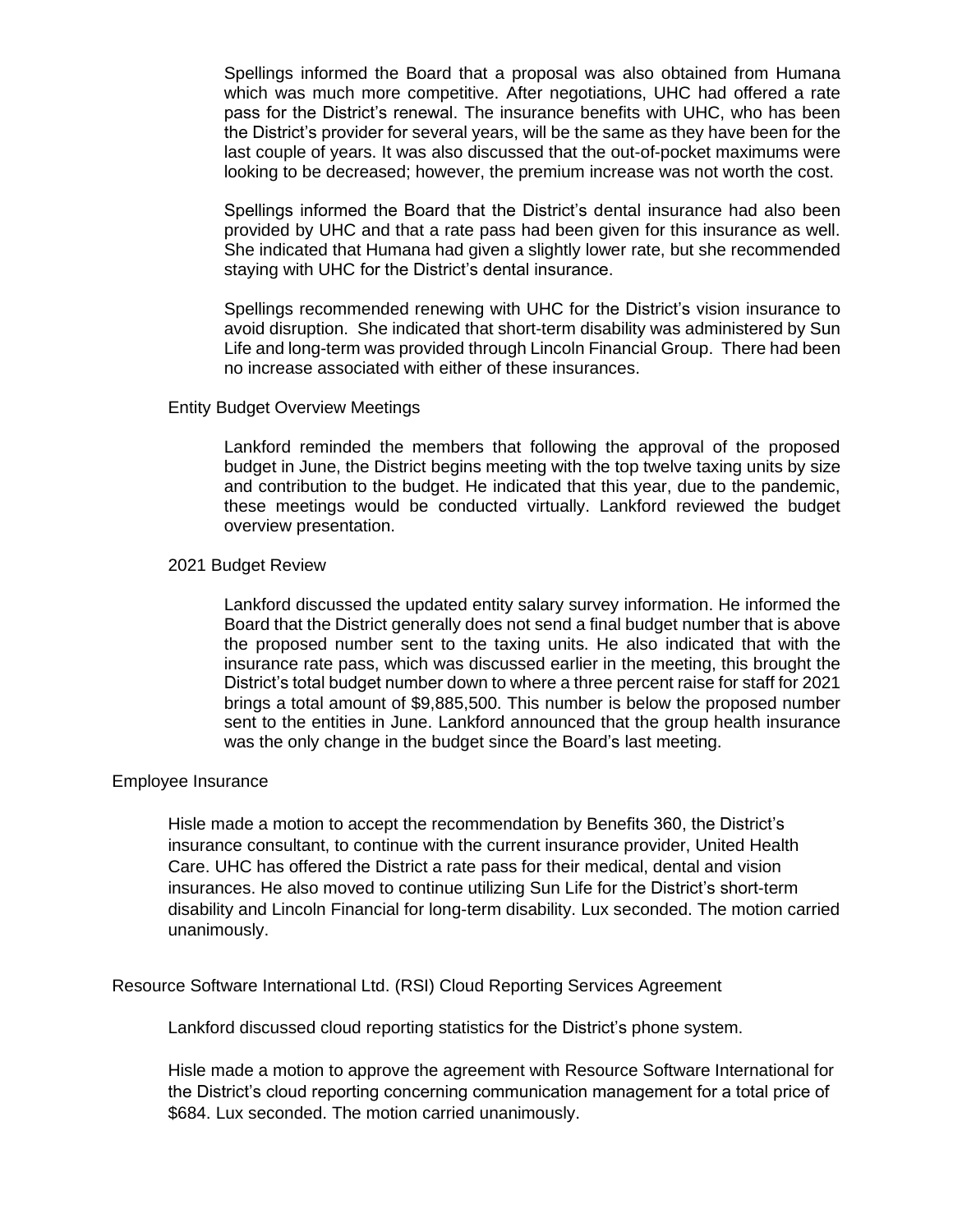Spellings informed the Board that a proposal was also obtained from Humana which was much more competitive. After negotiations, UHC had offered a rate pass for the District's renewal. The insurance benefits with UHC, who has been the District's provider for several years, will be the same as they have been for the last couple of years. It was also discussed that the out-of-pocket maximums were looking to be decreased; however, the premium increase was not worth the cost.

Spellings informed the Board that the District's dental insurance had also been provided by UHC and that a rate pass had been given for this insurance as well. She indicated that Humana had given a slightly lower rate, but she recommended staying with UHC for the District's dental insurance.

Spellings recommended renewing with UHC for the District's vision insurance to avoid disruption. She indicated that short-term disability was administered by Sun Life and long-term was provided through Lincoln Financial Group. There had been no increase associated with either of these insurances.

### Entity Budget Overview Meetings

Lankford reminded the members that following the approval of the proposed budget in June, the District begins meeting with the top twelve taxing units by size and contribution to the budget. He indicated that this year, due to the pandemic, these meetings would be conducted virtually. Lankford reviewed the budget overview presentation.

### 2021 Budget Review

Lankford discussed the updated entity salary survey information. He informed the Board that the District generally does not send a final budget number that is above the proposed number sent to the taxing units. He also indicated that with the insurance rate pass, which was discussed earlier in the meeting, this brought the District's total budget number down to where a three percent raise for staff for 2021 brings a total amount of $9,885,500. This number is below the proposed number sent to the entities in June. Lankford announced that the group health insurance was the only change in the budget since the Board's last meeting.

## Employee Insurance

Hisle made a motion to accept the recommendation by Benefits 360, the District's insurance consultant, to continue with the current insurance provider, United Health Care. UHC has offered the District a rate pass for their medical, dental and vision insurances. He also moved to continue utilizing Sun Life for the District's short-term disability and Lincoln Financial for long-term disability. Lux seconded. The motion carried unanimously.

## Resource Software International Ltd. (RSI) Cloud Reporting Services Agreement

Lankford discussed cloud reporting statistics for the District's phone system.

Hisle made a motion to approve the agreement with Resource Software International for the District's cloud reporting concerning communication management for a total price of $684. Lux seconded. The motion carried unanimously.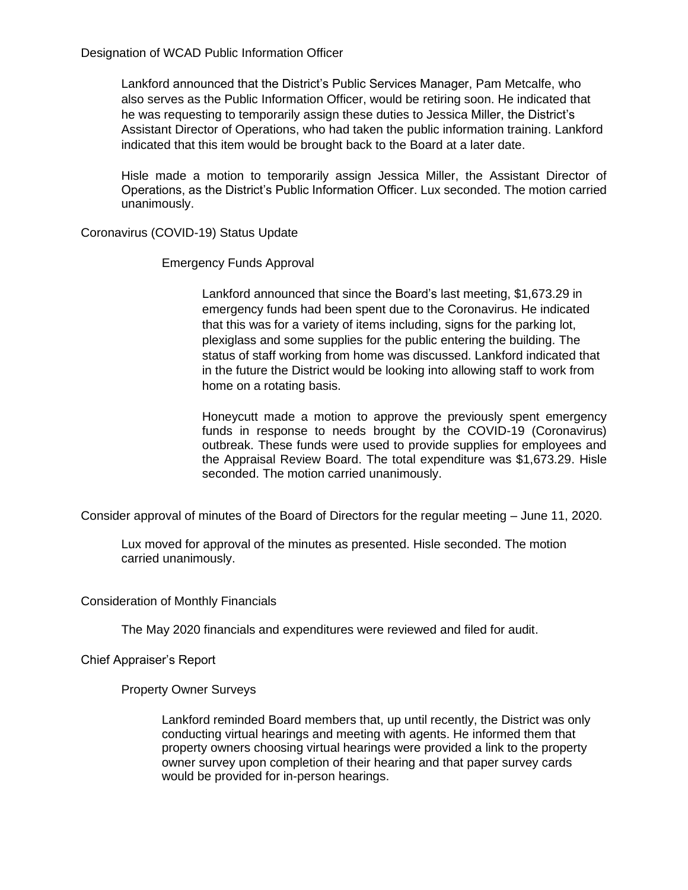## Designation of WCAD Public Information Officer

Lankford announced that the District's Public Services Manager, Pam Metcalfe, who also serves as the Public Information Officer, would be retiring soon. He indicated that he was requesting to temporarily assign these duties to Jessica Miller, the District's Assistant Director of Operations, who had taken the public information training. Lankford indicated that this item would be brought back to the Board at a later date.

Hisle made a motion to temporarily assign Jessica Miller, the Assistant Director of Operations, as the District's Public Information Officer. Lux seconded. The motion carried unanimously.

## Coronavirus (COVID-19) Status Update

### Emergency Funds Approval

Lankford announced that since the Board's last meeting, $1,673.29 in emergency funds had been spent due to the Coronavirus. He indicated that this was for a variety of items including, signs for the parking lot, plexiglass and some supplies for the public entering the building. The status of staff working from home was discussed. Lankford indicated that in the future the District would be looking into allowing staff to work from home on a rotating basis.

Honeycutt made a motion to approve the previously spent emergency funds in response to needs brought by the COVID-19 (Coronavirus) outbreak. These funds were used to provide supplies for employees and the Appraisal Review Board. The total expenditure was $1,673.29. Hisle seconded. The motion carried unanimously.

## Consider approval of minutes of the Board of Directors for the regular meeting – June 11, 2020.

Lux moved for approval of the minutes as presented. Hisle seconded. The motion carried unanimously.

## Consideration of Monthly Financials

The May 2020 financials and expenditures were reviewed and filed for audit.

## Chief Appraiser's Report

### Property Owner Surveys

Lankford reminded Board members that, up until recently, the District was only conducting virtual hearings and meeting with agents. He informed them that property owners choosing virtual hearings were provided a link to the property owner survey upon completion of their hearing and that paper survey cards would be provided for in-person hearings.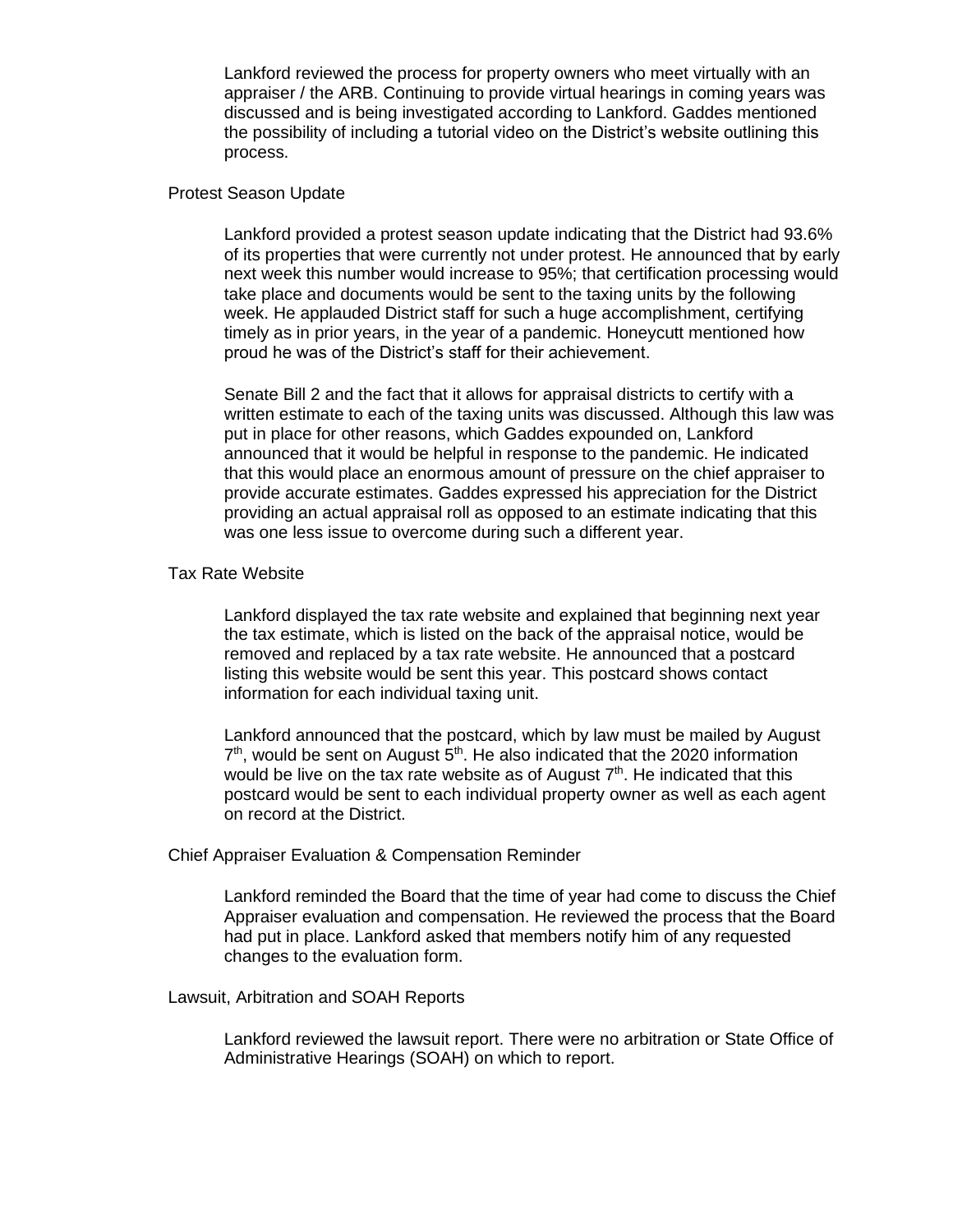Lankford reviewed the process for property owners who meet virtually with an appraiser / the ARB. Continuing to provide virtual hearings in coming years was discussed and is being investigated according to Lankford. Gaddes mentioned the possibility of including a tutorial video on the District's website outlining this process.

## Protest Season Update

Lankford provided a protest season update indicating that the District had 93.6% of its properties that were currently not under protest. He announced that by early next week this number would increase to 95%; that certification processing would take place and documents would be sent to the taxing units by the following week. He applauded District staff for such a huge accomplishment, certifying timely as in prior years, in the year of a pandemic. Honeycutt mentioned how proud he was of the District's staff for their achievement.

Senate Bill 2 and the fact that it allows for appraisal districts to certify with a written estimate to each of the taxing units was discussed. Although this law was put in place for other reasons, which Gaddes expounded on, Lankford announced that it would be helpful in response to the pandemic. He indicated that this would place an enormous amount of pressure on the chief appraiser to provide accurate estimates. Gaddes expressed his appreciation for the District providing an actual appraisal roll as opposed to an estimate indicating that this was one less issue to overcome during such a different year.

## Tax Rate Website

Lankford displayed the tax rate website and explained that beginning next year the tax estimate, which is listed on the back of the appraisal notice, would be removed and replaced by a tax rate website. He announced that a postcard listing this website would be sent this year. This postcard shows contact information for each individual taxing unit.

Lankford announced that the postcard, which by law must be mailed by August 7th, would be sent on August 5th. He also indicated that the 2020 information would be live on the tax rate website as of August 7th. He indicated that this postcard would be sent to each individual property owner as well as each agent on record at the District.

## Chief Appraiser Evaluation & Compensation Reminder

Lankford reminded the Board that the time of year had come to discuss the Chief Appraiser evaluation and compensation. He reviewed the process that the Board had put in place. Lankford asked that members notify him of any requested changes to the evaluation form.

## Lawsuit, Arbitration and SOAH Reports

Lankford reviewed the lawsuit report. There were no arbitration or State Office of Administrative Hearings (SOAH) on which to report.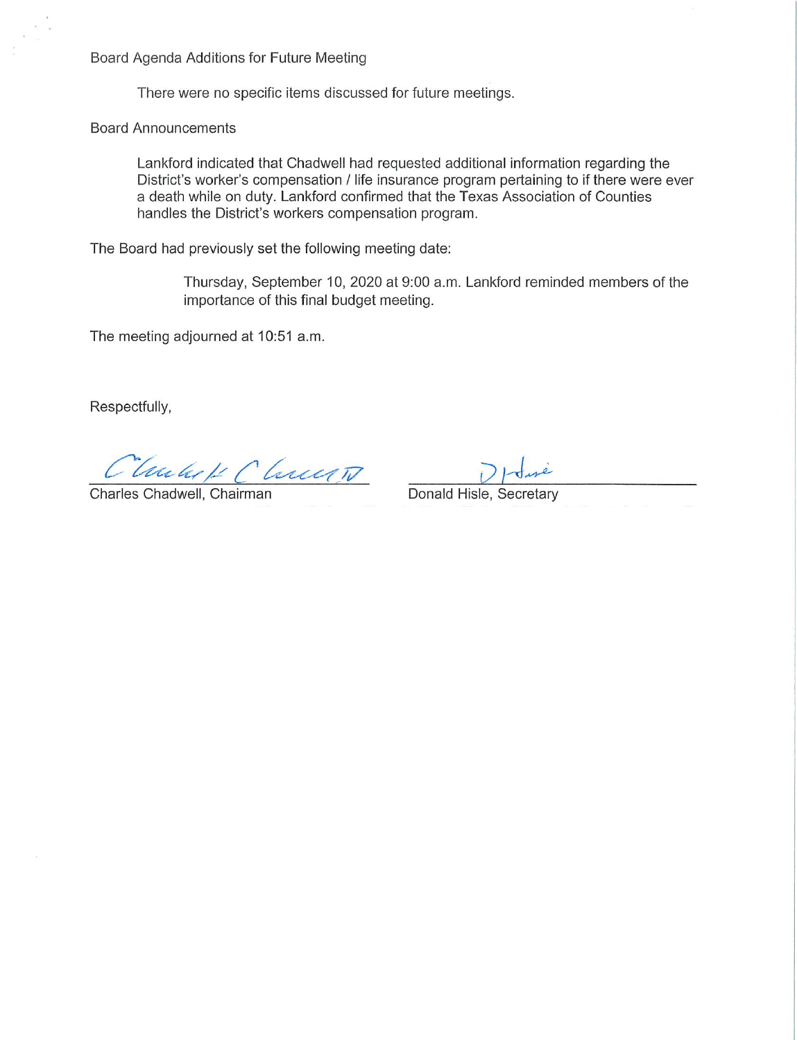Board Agenda Additions for Future Meeting

There were no specific items discussed for future meetings.

Board Announcements

Lankford indicated that Chadwell had requested additional information regarding the District's worker's compensation / life insurance program pertaining to if there were ever a death while on duty. Lankford confirmed that the Texas Association of Counties handles the District's workers compensation program.

The Board had previously set the following meeting date:

Thursday, September 10, 2020 at 9:00 a.m. Lankford reminded members of the importance of this final budget meeting.

The meeting adjourned at 10:51 a.m.

Respectfully,

Charles Chadwell, Chairman

Donald Hisle, Secretary